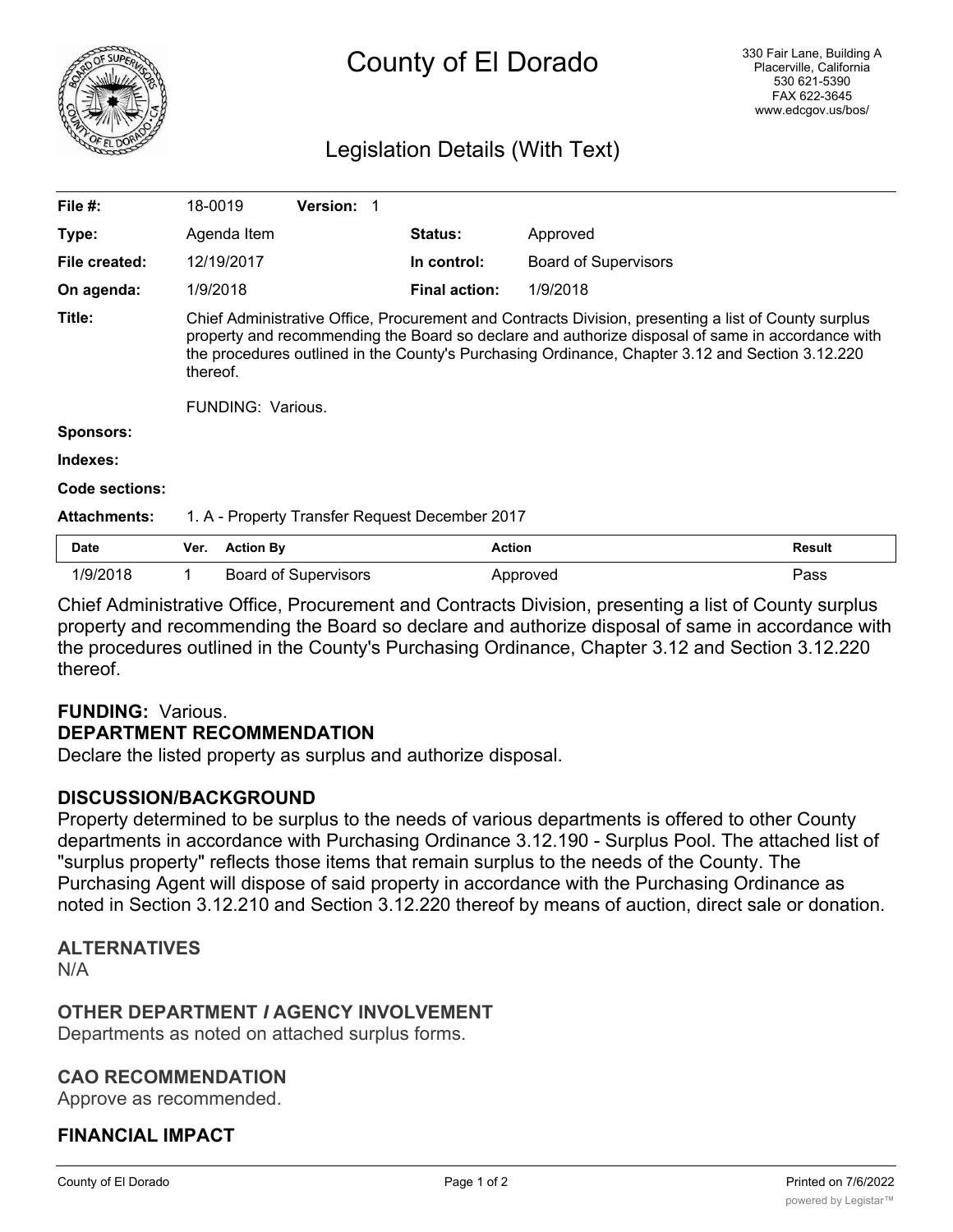# County of El Dorado

330 Fair Lane, Building A
Placerville, California
530 621-5390
FAX 622-3645
www.edcgov.us/bos/

## Legislation Details (With Text)

| | | | |
|---|---|---|---|
| **File #:** | 18-0019 **Version:** 1 | | |
| **Type:** | Agenda Item | **Status:** | Approved |
| **File created:** | 12/19/2017 | **In control:** | Board of Supervisors |
| **On agenda:** | 1/9/2018 | **Final action:** | 1/9/2018 |

**Title:** Chief Administrative Office, Procurement and Contracts Division, presenting a list of County surplus property and recommending the Board so declare and authorize disposal of same in accordance with the procedures outlined in the County's Purchasing Ordinance, Chapter 3.12 and Section 3.12.220 thereof.

FUNDING: Various.

**Sponsors:**

**Indexes:**

**Code sections:**

**Attachments:** 1. A - Property Transfer Request December 2017

| Date | Ver. | Action By | Action | Result |
|---|---|---|---|---|
| 1/9/2018 | 1 | Board of Supervisors | Approved | Pass |

Chief Administrative Office, Procurement and Contracts Division, presenting a list of County surplus property and recommending the Board so declare and authorize disposal of same in accordance with the procedures outlined in the County's Purchasing Ordinance, Chapter 3.12 and Section 3.12.220 thereof.

**FUNDING:** Various.

### DEPARTMENT RECOMMENDATION

Declare the listed property as surplus and authorize disposal.

### DISCUSSION/BACKGROUND

Property determined to be surplus to the needs of various departments is offered to other County departments in accordance with Purchasing Ordinance 3.12.190 - Surplus Pool. The attached list of "surplus property" reflects those items that remain surplus to the needs of the County. The Purchasing Agent will dispose of said property in accordance with the Purchasing Ordinance as noted in Section 3.12.210 and Section 3.12.220 thereof by means of auction, direct sale or donation.

### ALTERNATIVES

N/A

### OTHER DEPARTMENT / AGENCY INVOLVEMENT

Departments as noted on attached surplus forms.

### CAO RECOMMENDATION

Approve as recommended.

### FINANCIAL IMPACT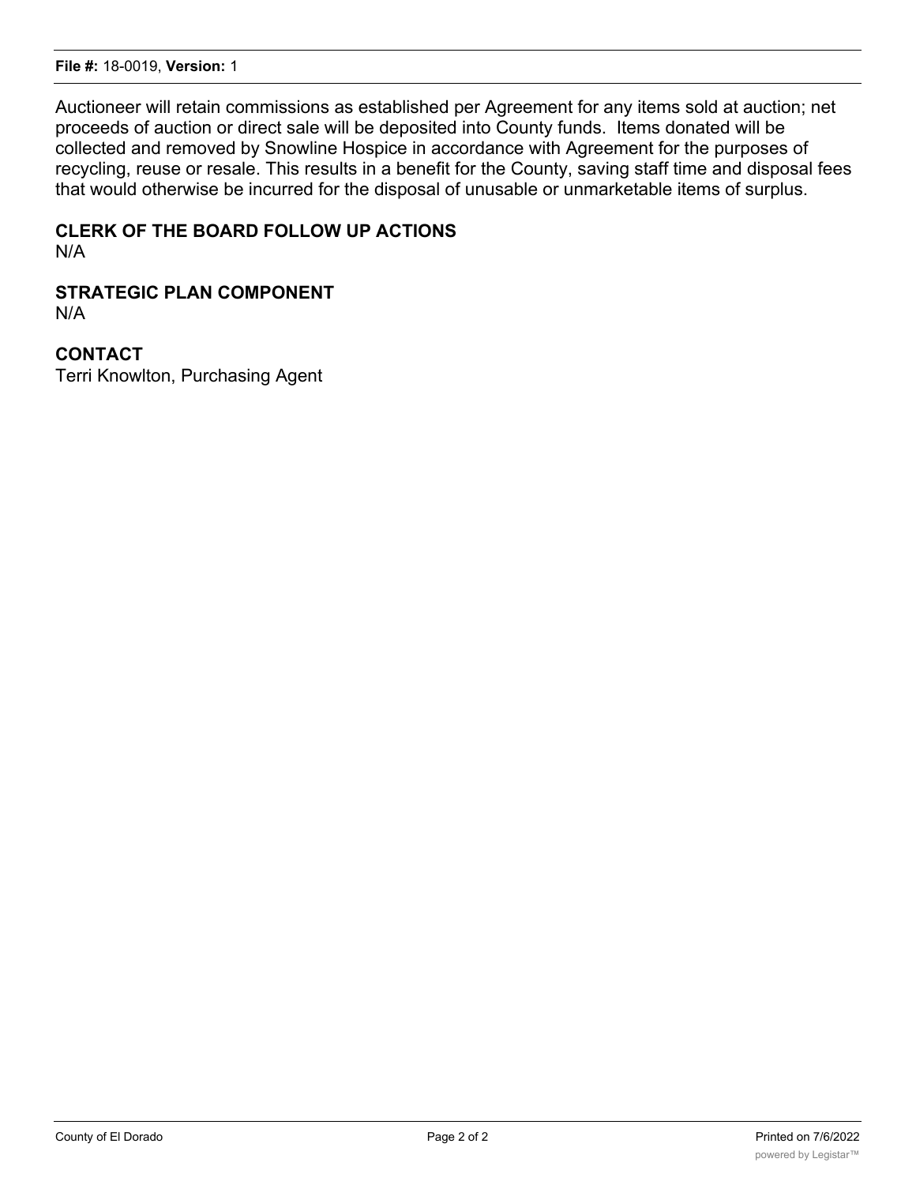Auctioneer will retain commissions as established per Agreement for any items sold at auction; net proceeds of auction or direct sale will be deposited into County funds. Items donated will be collected and removed by Snowline Hospice in accordance with Agreement for the purposes of recycling, reuse or resale. This results in a benefit for the County, saving staff time and disposal fees that would otherwise be incurred for the disposal of unusable or unmarketable items of surplus.

## CLERK OF THE BOARD FOLLOW UP ACTIONS

N/A

## STRATEGIC PLAN COMPONENT

N/A

## CONTACT

Terri Knowlton, Purchasing Agent